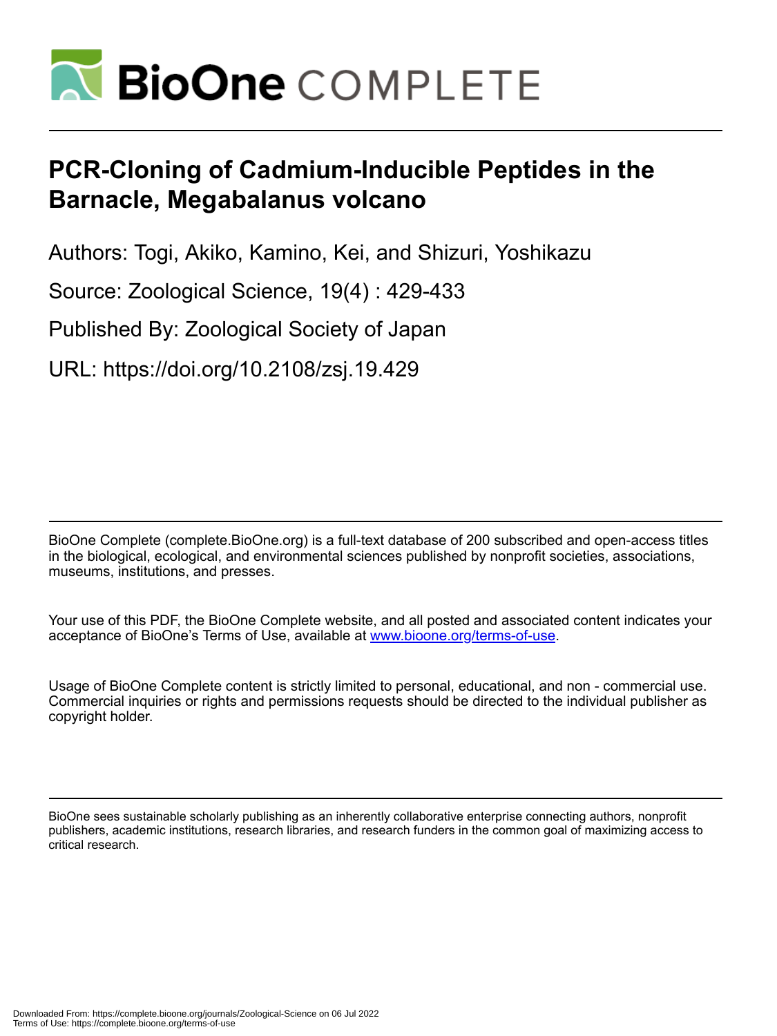# PCR-Cloning of Cadmium-Inducible Peptides in the Barnacle, Megabalanus volcano

Authors: Togi, Akiko, Kamino, Kei, and Shizuri, Yoshikazu

Source: Zoological Science, 19(4) : 429-433

Published By: Zoological Society of Japan

URL: https://doi.org/10.2108/zsj.19.429

BioOne Complete (complete.BioOne.org) is a full-text database of 200 subscribed and open-access titles in the biological, ecological, and environmental sciences published by nonprofit societies, associations, museums, institutions, and presses.

Your use of this PDF, the BioOne Complete website, and all posted and associated content indicates your acceptance of BioOne's Terms of Use, available at www.bioone.org/terms-of-use.

Usage of BioOne Complete content is strictly limited to personal, educational, and non - commercial use. Commercial inquiries or rights and permissions requests should be directed to the individual publisher as copyright holder.

BioOne sees sustainable scholarly publishing as an inherently collaborative enterprise connecting authors, nonprofit publishers, academic institutions, research libraries, and research funders in the common goal of maximizing access to critical research.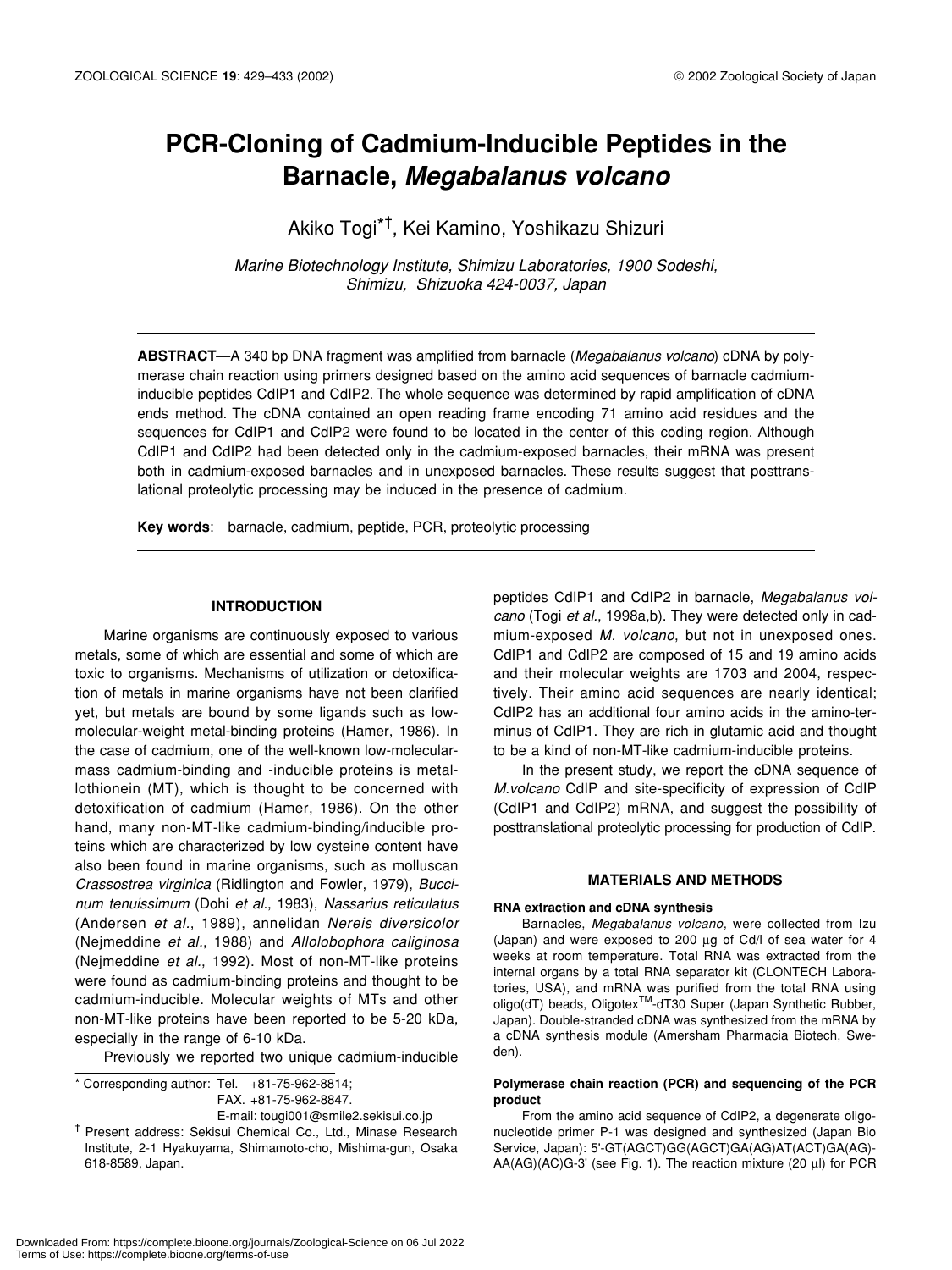# PCR-Cloning of Cadmium-Inducible Peptides in the Barnacle, *Megabalanus volcano*

Akiko Togi*[†], Kei Kamino, Yoshikazu Shizuri

*Marine Biotechnology Institute, Shimizu Laboratories, 1900 Sodeshi, Shimizu, Shizuoka 424-0037, Japan*

**ABSTRACT**—A 340 bp DNA fragment was amplified from barnacle (*Megabalanus volcano*) cDNA by polymerase chain reaction using primers designed based on the amino acid sequences of barnacle cadmium-inducible peptides CdIP1 and CdIP2. The whole sequence was determined by rapid amplification of cDNA ends method. The cDNA contained an open reading frame encoding 71 amino acid residues and the sequences for CdIP1 and CdIP2 were found to be located in the center of this coding region. Although CdIP1 and CdIP2 had been detected only in the cadmium-exposed barnacles, their mRNA was present both in cadmium-exposed barnacles and in unexposed barnacles. These results suggest that posttranslational proteolytic processing may be induced in the presence of cadmium.

**Key words**: barnacle, cadmium, peptide, PCR, proteolytic processing

## INTRODUCTION

Marine organisms are continuously exposed to various metals, some of which are essential and some of which are toxic to organisms. Mechanisms of utilization or detoxification of metals in marine organisms have not been clarified yet, but metals are bound by some ligands such as low-molecular-weight metal-binding proteins (Hamer, 1986). In the case of cadmium, one of the well-known low-molecular-mass cadmium-binding and -inducible proteins is metallothionein (MT), which is thought to be concerned with detoxification of cadmium (Hamer, 1986). On the other hand, many non-MT-like cadmium-binding/inducible proteins which are characterized by low cysteine content have also been found in marine organisms, such as molluscan *Crassostrea virginica* (Ridlington and Fowler, 1979), *Buccinum tenuissimum* (Dohi *et al*., 1983), *Nassarius reticulatus* (Andersen *et al*., 1989), annelidan *Nereis diversicolor* (Nejmeddine *et al*., 1988) and *Allolobophora caliginosa* (Nejmeddine *et al*., 1992). Most of non-MT-like proteins were found as cadmium-binding proteins and thought to be cadmium-inducible. Molecular weights of MTs and other non-MT-like proteins have been reported to be 5-20 kDa, especially in the range of 6-10 kDa.

Previously we reported two unique cadmium-inducible peptides CdIP1 and CdIP2 in barnacle, *Megabalanus volcano* (Togi *et al*., 1998a,b). They were detected only in cadmium-exposed *M. volcano*, but not in unexposed ones. CdIP1 and CdIP2 are composed of 15 and 19 amino acids and their molecular weights are 1703 and 2004, respectively. Their amino acid sequences are nearly identical; CdIP2 has an additional four amino acids in the amino-terminus of CdIP1. They are rich in glutamic acid and thought to be a kind of non-MT-like cadmium-inducible proteins.

In the present study, we report the cDNA sequence of *M.volcano* CdIP and site-specificity of expression of CdIP (CdIP1 and CdIP2) mRNA, and suggest the possibility of posttranslational proteolytic processing for production of CdIP.

## MATERIALS AND METHODS

### RNA extraction and cDNA synthesis

Barnacles, *Megabalanus volcano*, were collected from Izu (Japan) and were exposed to 200 µg of Cd/l of sea water for 4 weeks at room temperature. Total RNA was extracted from the internal organs by a total RNA separator kit (CLONTECH Laboratories, USA), and mRNA was purified from the total RNA using oligo(dT) beads, Oligotex[TM]-dT30 Super (Japan Synthetic Rubber, Japan). Double-stranded cDNA was synthesized from the mRNA by a cDNA synthesis module (Amersham Pharmacia Biotech, Sweden).

### Polymerase chain reaction (PCR) and sequencing of the PCR product

From the amino acid sequence of CdIP2, a degenerate oligonucleotide primer P-1 was designed and synthesized (Japan Bio Service, Japan): 5'-GT(AGCT)GG(AGCT)GA(AG)AT(ACT)GA(AG)AA(AG)(AC)G-3' (see Fig. 1). The reaction mixture (20 µl) for PCR

---

\* Corresponding author: Tel. +81-75-962-8814; FAX. +81-75-962-8847. E-mail: tougi001@smile2.sekisui.co.jp

[†] Present address: Sekisui Chemical Co., Ltd., Minase Research Institute, 2-1 Hyakuyama, Shimamoto-cho, Mishima-gun, Osaka 618-8589, Japan.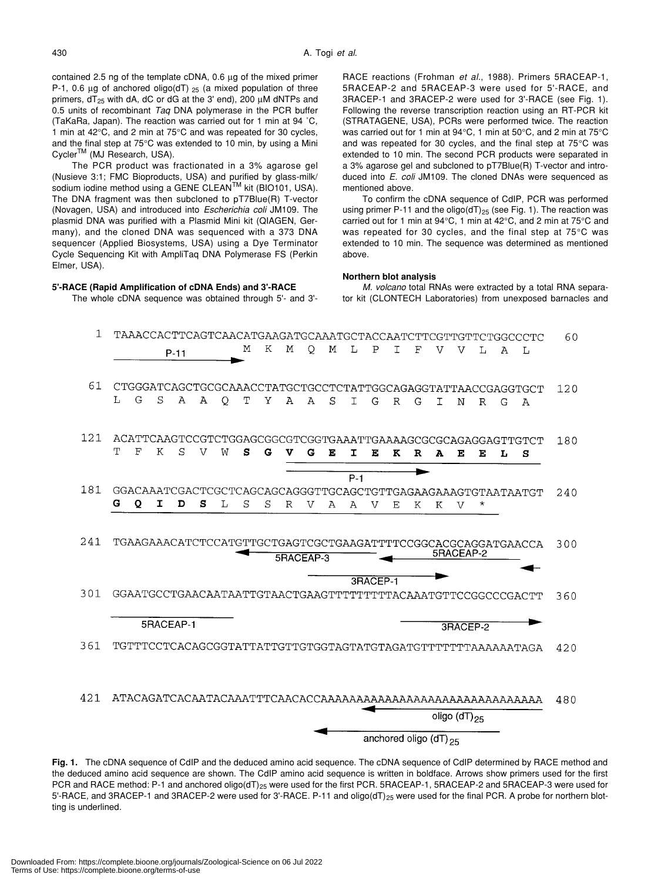contained 2.5 ng of the template cDNA, 0.6 μg of the mixed primer P-1, 0.6 μg of anchored oligo(dT) $_{25}$ (a mixed population of three primers, $dT_{25}$ with dA, dC or dG at the 3' end), 200 μM dNTPs and 0.5 units of recombinant *Taq* DNA polymerase in the PCR buffer (TaKaRa, Japan). The reaction was carried out for 1 min at 94 °C, 1 min at 42°C, and 2 min at 75°C and was repeated for 30 cycles, and the final step at 75°C was extended to 10 min, by using a Mini Cycler™ (MJ Research, USA).

The PCR product was fractionated in a 3% agarose gel (Nusieve 3:1; FMC Bioproducts, USA) and purified by glass-milk/ sodium iodine method using a GENE CLEAN™ kit (BIO101, USA). The DNA fragment was then subcloned to pT7Blue(R) T-vector (Novagen, USA) and introduced into *Escherichia coli* JM109. The plasmid DNA was purified with a Plasmid Mini kit (QIAGEN, Germany), and the cloned DNA was sequenced with a 373 DNA sequencer (Applied Biosystems, USA) using a Dye Terminator Cycle Sequencing Kit with AmpliTaq DNA Polymerase FS (Perkin Elmer, USA).

### 5'-RACE (Rapid Amplification of cDNA Ends) and 3'-RACE

The whole cDNA sequence was obtained through 5'- and 3'-RACE reactions (Frohman *et al*., 1988). Primers 5RACEAP-1, 5RACEAP-2 and 5RACEAP-3 were used for 5'-RACE, and 3RACEP-1 and 3RACEP-2 were used for 3'-RACE (see Fig. 1). Following the reverse transcription reaction using an RT-PCR kit (STRATAGENE, USA), PCRs were performed twice. The reaction was carried out for 1 min at 94°C, 1 min at 50°C, and 2 min at 75°C and was repeated for 30 cycles, and the final step at 75°C was extended to 10 min. The second PCR products were separated in a 3% agarose gel and subcloned to pT7Blue(R) T-vector and introduced into *E. coli* JM109. The cloned DNAs were sequenced as mentioned above.

To confirm the cDNA sequence of CdIP, PCR was performed using primer P-11 and the oligo$(dT)_{25}$ (see Fig. 1). The reaction was carried out for 1 min at 94°C, 1 min at 42°C, and 2 min at 75°C and was repeated for 30 cycles, and the final step at 75°C was extended to 10 min. The sequence was determined as mentioned above.

### Northern blot analysis

*M. volcano* total RNAs were extracted by a total RNA separator kit (CLONTECH Laboratories) from unexposed barnacles and

```
  1  TAAACCACTTCAGTCAACATGAAGATGCAAATGCTACCAATCTTCGTTGTTCTGGCCCTC   60
                         M  K  M  Q  M  L  P  I  F  V  V  L  A  L
        P-11 ------->

 61  CTGGGATCAGCTGCGCAAACCTATGCTGCCTCTATTGGCAGAGGTATTAACCGAGGTGCT  120
     L  G  S  A  A  Q  T  Y  A  A  S  I  G  R  G  I  N  R  G  A

121  ACATTCAAGTCCGTCTGGAGCGGCGTCGGTGAAATTGAAAAGCGCGCAGAGGAGTTGTCT  180
     T  F  K  S  V  W  S  G  V  G  E  I  E  K  R  A  E  E  L  S
                                      P-1 -------->

181  GGACAAATCGACTCGCTCAGCAGCAGGGTTGCAGCTGTTGAGAAGAAAGTGTAATAATGT  240
     G  Q  I  D  S  L  S  S  R  V  A  A  V  E  K  K  V  *

241  TGAAGAAACATCTCCATGTTGCTGAGTCGCTGAAGATTTTCCGGCACGCAGGATGAACCA  300
                    <--- 5RACEAP-3        <--- 5RACEAP-2
                                      3RACEP-1 --->
301  GGAATGCCTGAACAATAATTGTAACTGAAGTTTTTTTTTACAAATGTTCCGGCCCCGACTT  360
     5RACEAP-1                                     3RACEP-2 --->

361  TGTTTCCTCACAGCGGTATTATTGTTGTGGTAGTATGTAGATGTTTTTTTAAAAAATAGA  420

421  ATACAGATCACAATACAAATTTCAACACCAAAAAAAAAAAAAAAAAAAAAAAAAAAAAAA  480
                                       <--- oligo (dT)25
                                  <--- anchored oligo (dT)25
```

**Fig. 1.** The cDNA sequence of CdIP and the deduced amino acid sequence. The cDNA sequence of CdIP determined by RACE method and the deduced amino acid sequence are shown. The CdIP amino acid sequence is written in boldface. Arrows show primers used for the first PCR and RACE method: P-1 and anchored oligo$(dT)_{25}$ were used for the first PCR. 5RACEAP-1, 5RACEAP-2 and 5RACEAP-3 were used for 5'-RACE, and 3RACEP-1 and 3RACEP-2 were used for 3'-RACE. P-11 and oligo$(dT)_{25}$ were used for the final PCR. A probe for northern blotting is underlined.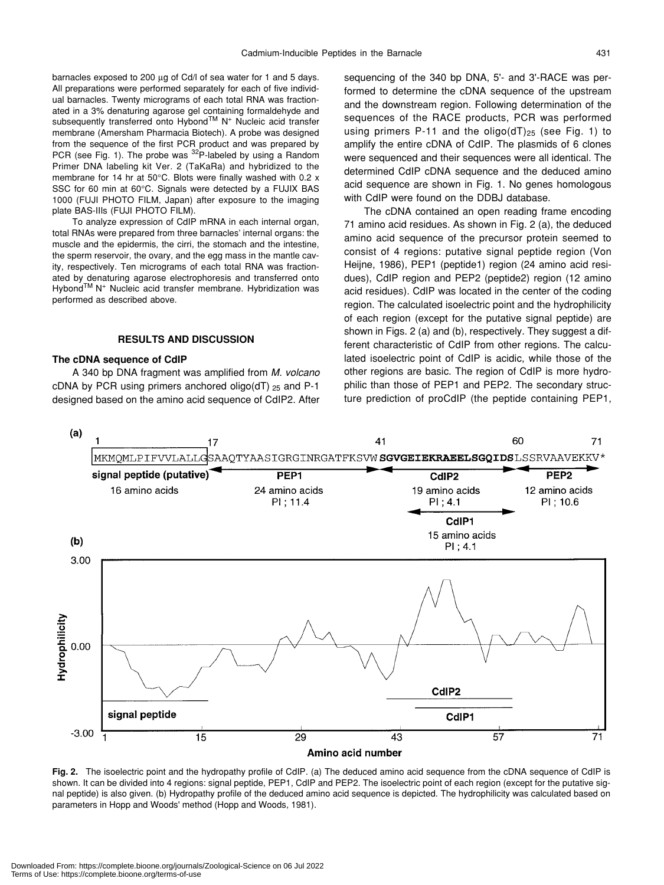barnacles exposed to 200 µg of Cd/l of sea water for 1 and 5 days. All preparations were performed separately for each of five individual barnacles. Twenty micrograms of each total RNA was fractionated in a 3% denaturing agarose gel containing formaldehyde and subsequently transferred onto Hybond™ N+ Nucleic acid transfer membrane (Amersham Pharmacia Biotech). A probe was designed from the sequence of the first PCR product and was prepared by PCR (see Fig. 1). The probe was $^{32}$P-labeled by using a Random Primer DNA labeling kit Ver. 2 (TaKaRa) and hybridized to the membrane for 14 hr at 50°C. Blots were finally washed with 0.2 x SSC for 60 min at 60°C. Signals were detected by a FUJIX BAS 1000 (FUJI PHOTO FILM, Japan) after exposure to the imaging plate BAS-IIIs (FUJI PHOTO FILM).

To analyze expression of CdIP mRNA in each internal organ, total RNAs were prepared from three barnacles' internal organs: the muscle and the epidermis, the cirri, the stomach and the intestine, the sperm reservoir, the ovary, and the egg mass in the mantle cavity, respectively. Ten micrograms of each total RNA was fractionated by denaturing agarose electrophoresis and transferred onto Hybond™ N+ Nucleic acid transfer membrane. Hybridization was performed as described above.

## RESULTS AND DISCUSSION

### The cDNA sequence of CdIP

A 340 bp DNA fragment was amplified from *M. volcano* cDNA by PCR using primers anchored oligo(dT)$_{25}$ and P-1 designed based on the amino acid sequence of CdIP2. After sequencing of the 340 bp DNA, 5'- and 3'-RACE was performed to determine the cDNA sequence of the upstream and the downstream region. Following determination of the sequences of the RACE products, PCR was performed using primers P-11 and the oligo(dT)$_{25}$ (see Fig. 1) to amplify the entire cDNA of CdIP. The plasmids of 6 clones were sequenced and their sequences were all identical. The determined CdIP cDNA sequence and the deduced amino acid sequence are shown in Fig. 1. No genes homologous with CdIP were found on the DDBJ database.

The cDNA contained an open reading frame encoding 71 amino acid residues. As shown in Fig. 2 (a), the deduced amino acid sequence of the precursor protein seemed to consist of 4 regions: putative signal peptide region (Von Heijne, 1986), PEP1 (peptide1) region (24 amino acid residues), CdIP region and PEP2 (peptide2) region (12 amino acid residues). CdIP was located in the center of the coding region. The calculated isoelectric point and the hydrophilicity of each region (except for the putative signal peptide) are shown in Figs. 2 (a) and (b), respectively. They suggest a different characteristic of CdIP from other regions. The calculated isoelectric point of CdIP is acidic, while those of the other regions are basic. The region of CdIP is more hydrophilic than those of PEP1 and PEP2. The secondary structure prediction of proCdIP (the peptide containing PEP1,

(a)

```
1                17                       41                 60          71
MKMQMLPIFVVLALLGSAAQTYAASIGRGINRGATFKSVWSGVGEIEKRAEELSGQIDSLSSRVAAVEKKV*
```

signal peptide (putative): 16 amino acids; PEP1: 24 amino acids, PI ; 11.4; CdIP2: 19 amino acids, PI ; 4.1; PEP2: 12 amino acids, PI ; 10.6; CdIP1: 15 amino acids, PI ; 4.1

(b)

**Fig. 2.** The isoelectric point and the hydropathy profile of CdIP. (a) The deduced amino acid sequence from the cDNA sequence of CdIP is shown. It can be divided into 4 regions: signal peptide, PEP1, CdIP and PEP2. The isoelectric point of each region (except for the putative signal peptide) is also given. (b) Hydropathy profile of the deduced amino acid sequence is depicted. The hydrophilicity was calculated based on parameters in Hopp and Woods' method (Hopp and Woods, 1981).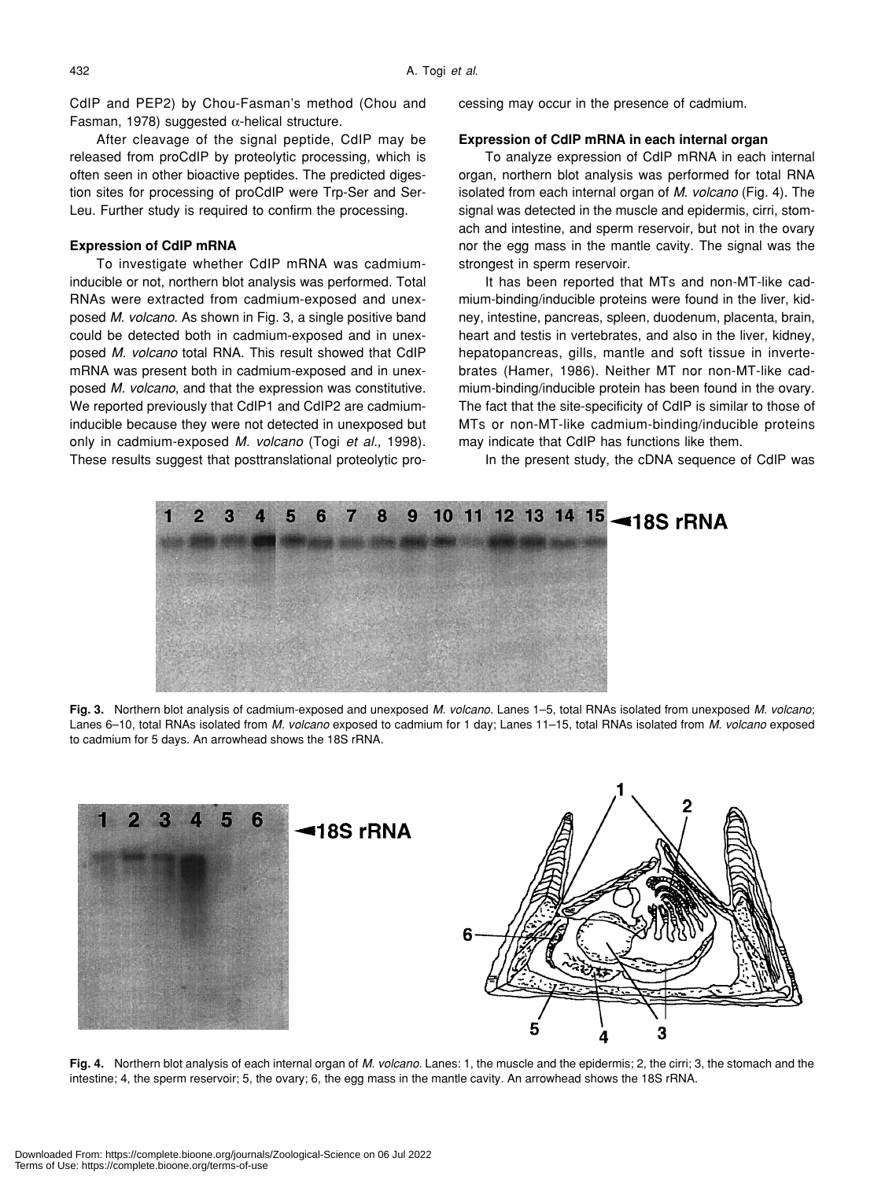CdIP and PEP2) by Chou-Fasman's method (Chou and Fasman, 1978) suggested α-helical structure.

After cleavage of the signal peptide, CdIP may be released from proCdIP by proteolytic processing, which is often seen in other bioactive peptides. The predicted digestion sites for processing of proCdIP were Trp-Ser and Ser-Leu. Further study is required to confirm the processing.

### Expression of CdIP mRNA

To investigate whether CdIP mRNA was cadmium-inducible or not, northern blot analysis was performed. Total RNAs were extracted from cadmium-exposed and unexposed *M. volcano*. As shown in Fig. 3, a single positive band could be detected both in cadmium-exposed and in unexposed *M. volcano* total RNA. This result showed that CdIP mRNA was present both in cadmium-exposed and in unexposed *M. volcano*, and that the expression was constitutive. We reported previously that CdIP1 and CdIP2 are cadmium-inducible because they were not detected in unexposed but only in cadmium-exposed *M. volcano* (Togi *et al*., 1998). These results suggest that posttranslational proteolytic processing may occur in the presence of cadmium.

### Expression of CdIP mRNA in each internal organ

To analyze expression of CdIP mRNA in each internal organ, northern blot analysis was performed for total RNA isolated from each internal organ of *M. volcano* (Fig. 4). The signal was detected in the muscle and epidermis, cirri, stomach and intestine, and sperm reservoir, but not in the ovary nor the egg mass in the mantle cavity. The signal was the strongest in sperm reservoir.

It has been reported that MTs and non-MT-like cadmium-binding/inducible proteins were found in the liver, kidney, intestine, pancreas, spleen, duodenum, placenta, brain, heart and testis in vertebrates, and also in the liver, kidney, hepatopancreas, gills, mantle and soft tissue in invertebrates (Hamer, 1986). Neither MT nor non-MT-like cadmium-binding/inducible protein has been found in the ovary. The fact that the site-specificity of CdIP is similar to those of MTs or non-MT-like cadmium-binding/inducible proteins may indicate that CdIP has functions like them.

In the present study, the cDNA sequence of CdIP was

**Fig. 3.** Northern blot analysis of cadmium-exposed and unexposed *M. volcano*. Lanes 1–5, total RNAs isolated from unexposed *M. volcano*; Lanes 6–10, total RNAs isolated from *M. volcano* exposed to cadmium for 1 day; Lanes 11–15, total RNAs isolated from *M. volcano* exposed to cadmium for 5 days. An arrowhead shows the 18S rRNA.

**Fig. 4.** Northern blot analysis of each internal organ of *M. volcano*. Lanes: 1, the muscle and the epidermis; 2, the cirri; 3, the stomach and the intestine; 4, the sperm reservoir; 5, the ovary; 6, the egg mass in the mantle cavity. An arrowhead shows the 18S rRNA.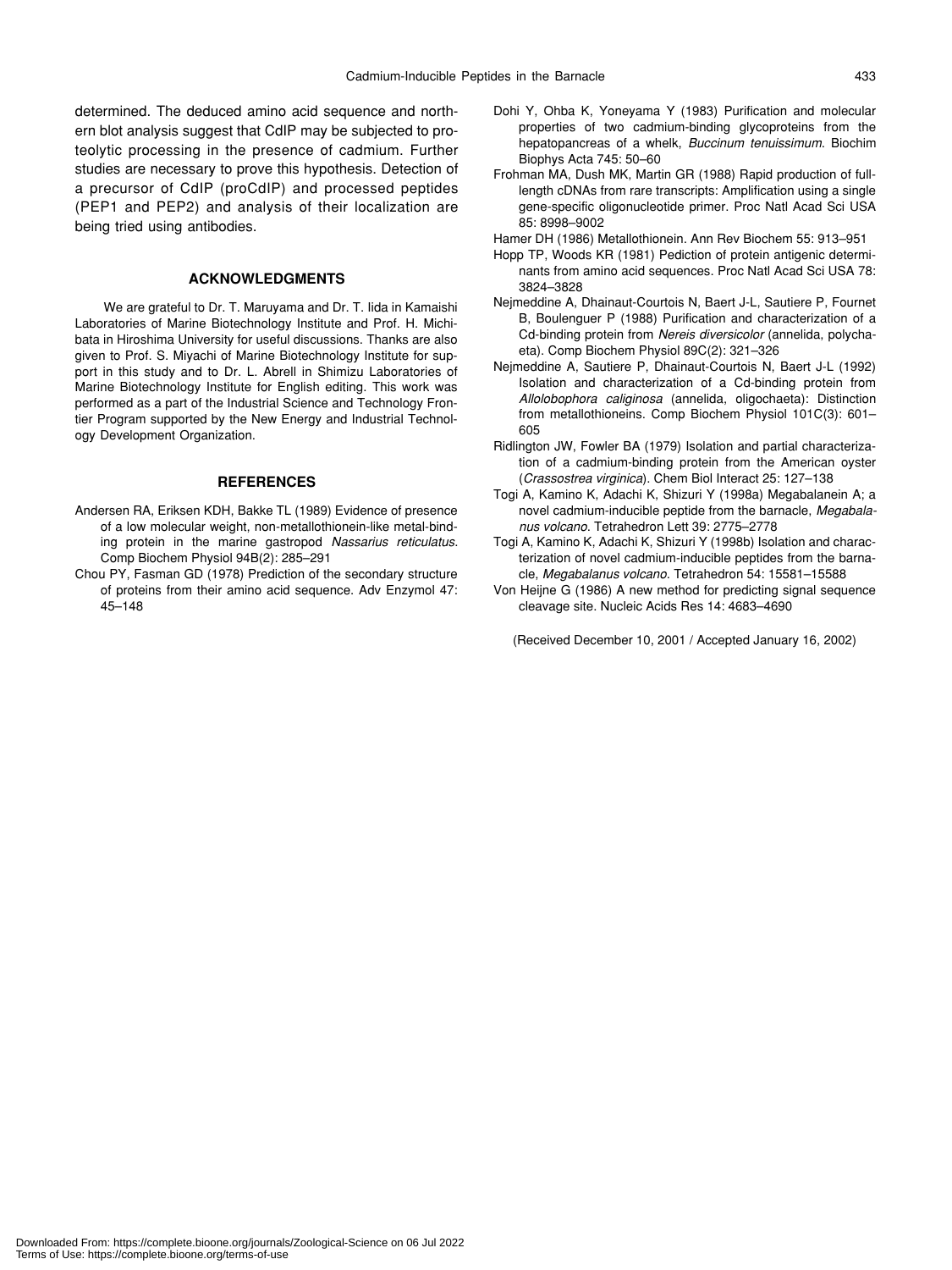determined. The deduced amino acid sequence and northern blot analysis suggest that CdIP may be subjected to proteolytic processing in the presence of cadmium. Further studies are necessary to prove this hypothesis. Detection of a precursor of CdIP (proCdIP) and processed peptides (PEP1 and PEP2) and analysis of their localization are being tried using antibodies.

## ACKNOWLEDGMENTS

We are grateful to Dr. T. Maruyama and Dr. T. Iida in Kamaishi Laboratories of Marine Biotechnology Institute and Prof. H. Michibata in Hiroshima University for useful discussions. Thanks are also given to Prof. S. Miyachi of Marine Biotechnology Institute for support in this study and to Dr. L. Abrell in Shimizu Laboratories of Marine Biotechnology Institute for English editing. This work was performed as a part of the Industrial Science and Technology Frontier Program supported by the New Energy and Industrial Technology Development Organization.

## REFERENCES

Andersen RA, Eriksen KDH, Bakke TL (1989) Evidence of presence of a low molecular weight, non-metallothionein-like metal-binding protein in the marine gastropod *Nassarius reticulatus*. Comp Biochem Physiol 94B(2): 285–291

Chou PY, Fasman GD (1978) Prediction of the secondary structure of proteins from their amino acid sequence. Adv Enzymol 47: 45–148

Dohi Y, Ohba K, Yoneyama Y (1983) Purification and molecular properties of two cadmium-binding glycoproteins from the hepatopancreas of a whelk, *Buccinum tenuissimum*. Biochim Biophys Acta 745: 50–60

Frohman MA, Dush MK, Martin GR (1988) Rapid production of full-length cDNAs from rare transcripts: Amplification using a single gene-specific oligonucleotide primer. Proc Natl Acad Sci USA 85: 8998–9002

Hamer DH (1986) Metallothionein. Ann Rev Biochem 55: 913–951

Hopp TP, Woods KR (1981) Pediction of protein antigenic determinants from amino acid sequences. Proc Natl Acad Sci USA 78: 3824–3828

Nejmeddine A, Dhainaut-Courtois N, Baert J-L, Sautiere P, Fournet B, Boulenguer P (1988) Purification and characterization of a Cd-binding protein from *Nereis diversicolor* (annelida, polychaeta). Comp Biochem Physiol 89C(2): 321–326

Nejmeddine A, Sautiere P, Dhainaut-Courtois N, Baert J-L (1992) Isolation and characterization of a Cd-binding protein from *Allolobophora caliginosa* (annelida, oligochaeta): Distinction from metallothioneins. Comp Biochem Physiol 101C(3): 601–605

Ridlington JW, Fowler BA (1979) Isolation and partial characterization of a cadmium-binding protein from the American oyster (*Crassostrea virginica*). Chem Biol Interact 25: 127–138

Togi A, Kamino K, Adachi K, Shizuri Y (1998a) Megabalanein A; a novel cadmium-inducible peptide from the barnacle, *Megabalanus volcano*. Tetrahedron Lett 39: 2775–2778

Togi A, Kamino K, Adachi K, Shizuri Y (1998b) Isolation and characterization of novel cadmium-inducible peptides from the barnacle, *Megabalanus volcano*. Tetrahedron 54: 15581–15588

Von Heijne G (1986) A new method for predicting signal sequence cleavage site. Nucleic Acids Res 14: 4683–4690

(Received December 10, 2001 / Accepted January 16, 2002)